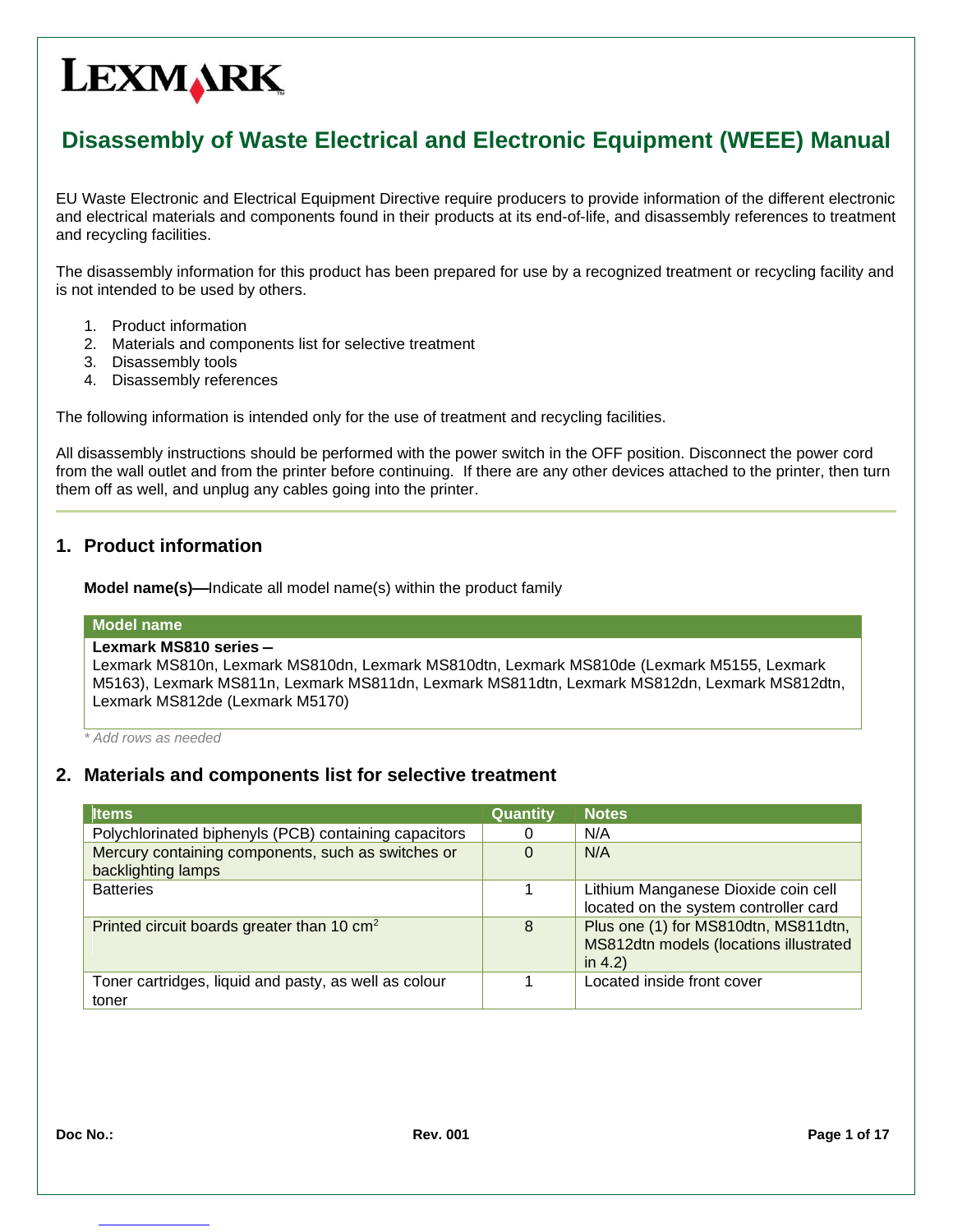LEXMARK

# Disassembly of Waste Electrical and Electronic Equipment (WEEE) Manual

EU Waste Electronic and Electrical Equipment Directive require producers to provide information of the different electronic and electrical materials and components found in their products at its end-of-life, and disassembly references to treatment and recycling facilities.

The disassembly information for this product has been prepared for use by a recognized treatment or recycling facility and is not intended to be used by others.

1. Product information
2. Materials and components list for selective treatment
3. Disassembly tools
4. Disassembly references

The following information is intended only for the use of treatment and recycling facilities.

All disassembly instructions should be performed with the power switch in the OFF position. Disconnect the power cord from the wall outlet and from the printer before continuing. If there are any other devices attached to the printer, then turn them off as well, and unplug any cables going into the printer.

## 1. Product information

**Model name(s)—**Indicate all model name(s) within the product family

| Model name |
| --- |
| **Lexmark MS810 series –** Lexmark MS810n, Lexmark MS810dn, Lexmark MS810dtn, Lexmark MS810de (Lexmark M5155, Lexmark M5163), Lexmark MS811n, Lexmark MS811dn, Lexmark MS811dtn, Lexmark MS812dn, Lexmark MS812dtn, Lexmark MS812de (Lexmark M5170) |

*\* Add rows as needed*

## 2. Materials and components list for selective treatment

| Items | Quantity | Notes |
| --- | --- | --- |
| Polychlorinated biphenyls (PCB) containing capacitors | 0 | N/A |
| Mercury containing components, such as switches or backlighting lamps | 0 | N/A |
| Batteries | 1 | Lithium Manganese Dioxide coin cell located on the system controller card |
| Printed circuit boards greater than 10 $cm^2$ | 8 | Plus one (1) for MS810dtn, MS811dtn, MS812dtn models (locations illustrated in 4.2) |
| Toner cartridges, liquid and pasty, as well as colour toner | 1 | Located inside front cover |

**Doc No.:** **Rev. 001**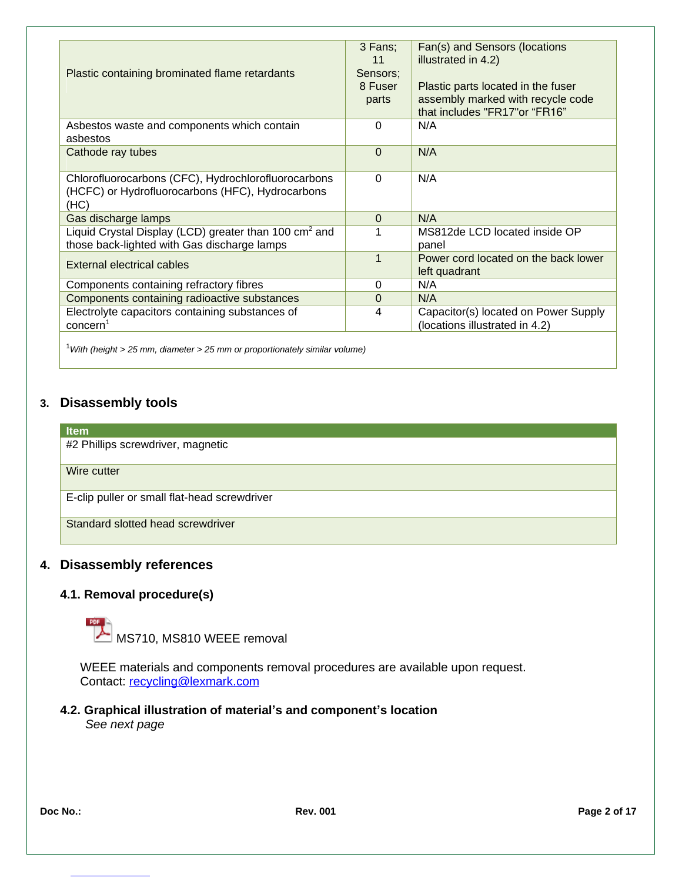| | | |
|---|---|---|
| Plastic containing brominated flame retardants | 3 Fans; 11 Sensors; 8 Fuser parts | Fan(s) and Sensors (locations illustrated in 4.2)<br><br>Plastic parts located in the fuser assembly marked with recycle code that includes "FR17"or "FR16" |
| Asbestos waste and components which contain asbestos | 0 | N/A |
| Cathode ray tubes | 0 | N/A |
| Chlorofluorocarbons (CFC), Hydrochlorofluorocarbons (HCFC) or Hydrofluorocarbons (HFC), Hydrocarbons (HC) | 0 | N/A |
| Gas discharge lamps | 0 | N/A |
| Liquid Crystal Display (LCD) greater than 100 $cm^2$ and those back-lighted with Gas discharge lamps | 1 | MS812de LCD located inside OP panel |
| External electrical cables | 1 | Power cord located on the back lower left quadrant |
| Components containing refractory fibres | 0 | N/A |
| Components containing radioactive substances | 0 | N/A |
| Electrolyte capacitors containing substances of concern[1] | 4 | Capacitor(s) located on Power Supply (locations illustrated in 4.2) |

[1]*With (height > 25 mm, diameter > 25 mm or proportionately similar volume)*

## 3. Disassembly tools

| Item |
|---|
| #2 Phillips screwdriver, magnetic |
| Wire cutter |
| E-clip puller or small flat-head screwdriver |
| Standard slotted head screwdriver |

## 4. Disassembly references

### 4.1. Removal procedure(s)

MS710, MS810 WEEE removal

WEEE materials and components removal procedures are available upon request.
Contact: recycling@lexmark.com

### 4.2. Graphical illustration of material's and component's location

*See next page*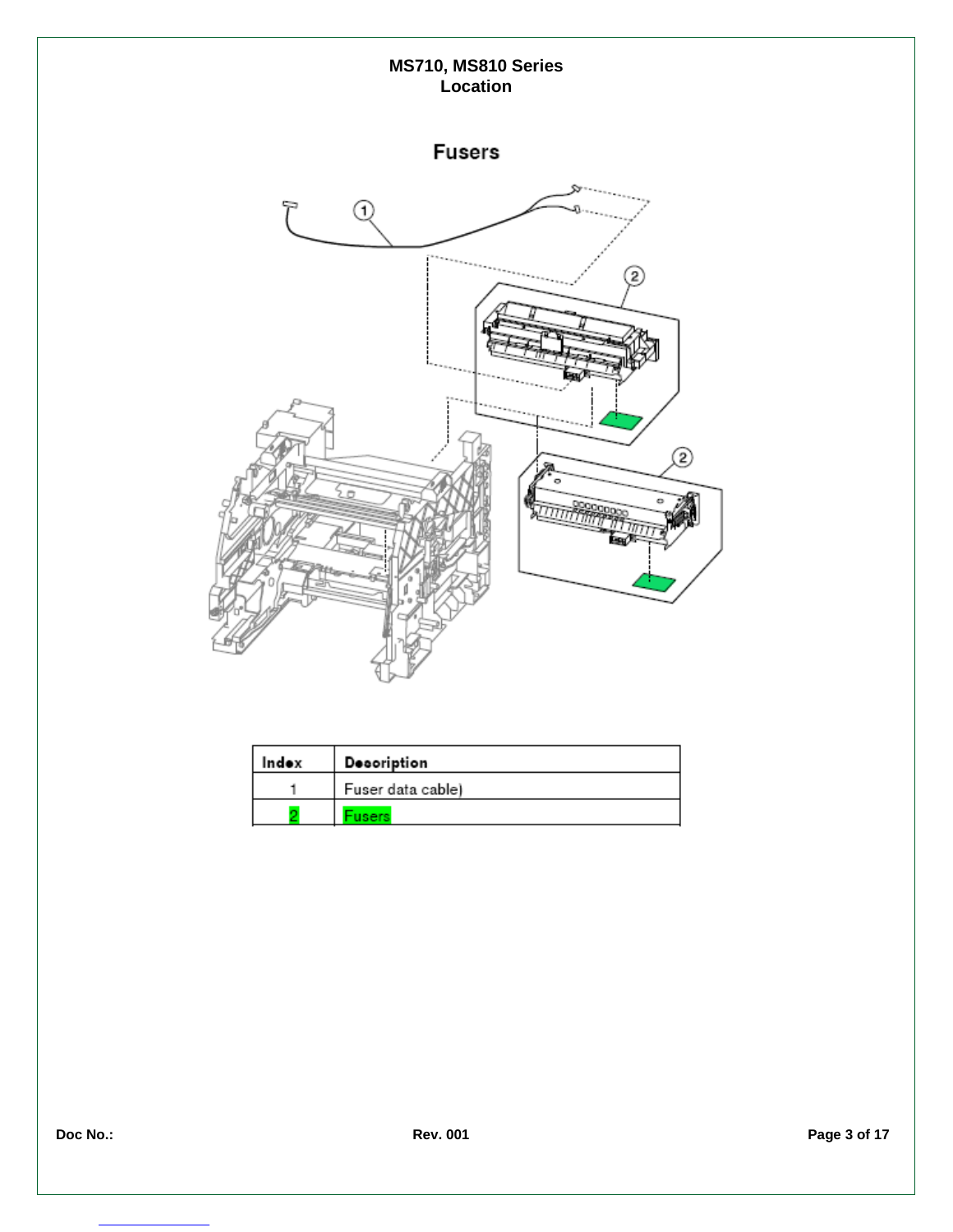# MS710, MS810 Series
# Location

## Fusers

| Index | Description |
| --- | --- |
| 1 | Fuser data cable) |
| 2 | Fusers |

Doc No.:

Rev. 001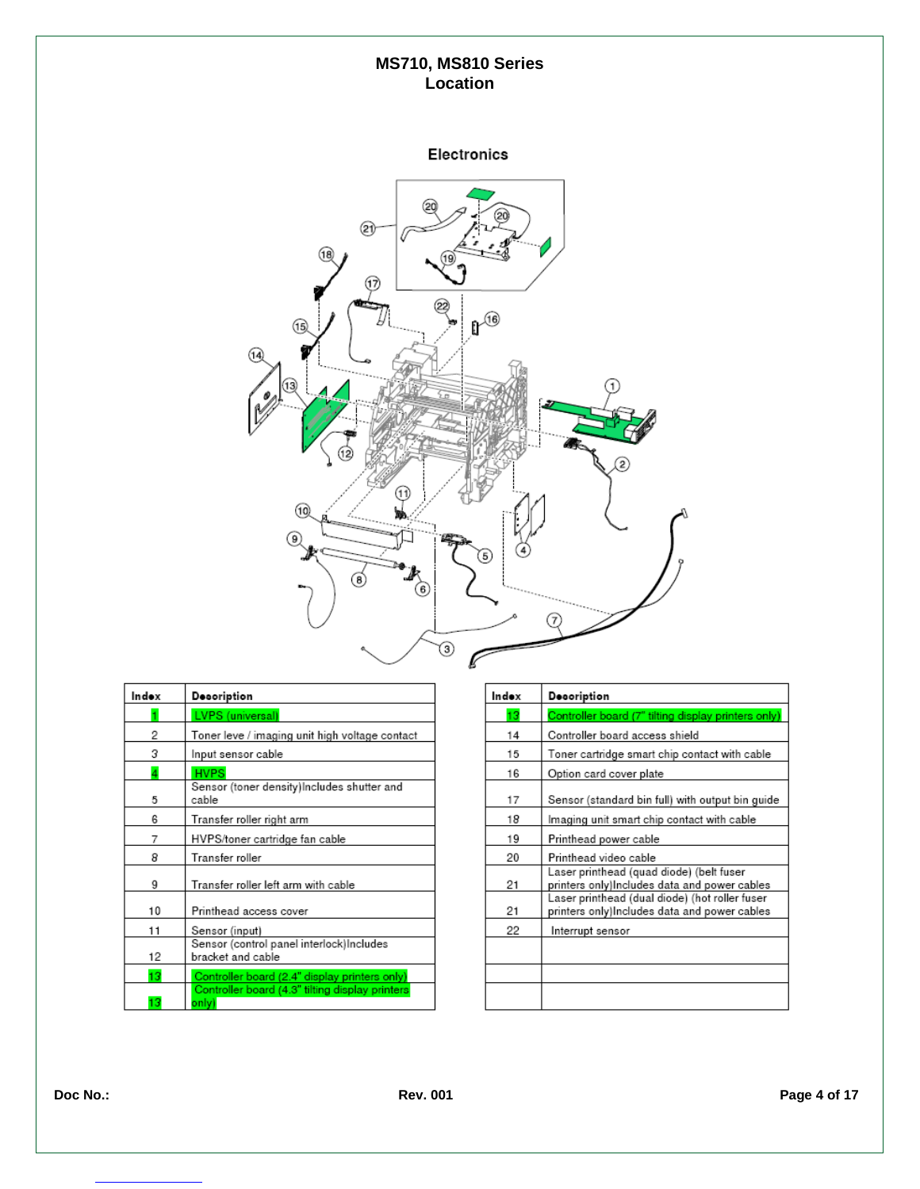# MS710, MS810 Series Location

## Electronics

| Index | Description |
|---|---|
| 1 | LVPS (universal) |
| 2 | Toner leve / imaging unit high voltage contact |
| 3 | Input sensor cable |
| 4 | HVPS |
| 5 | Sensor (toner density)Includes shutter and cable |
| 6 | Transfer roller right arm |
| 7 | HVPS/toner cartridge fan cable |
| 8 | Transfer roller |
| 9 | Transfer roller left arm with cable |
| 10 | Printhead access cover |
| 11 | Sensor (input) |
| 12 | Sensor (control panel interlock)Includes bracket and cable |
| 13 | Controller board (2.4" display printers only) |
| 13 | Controller board (4.3" tilting display printers only) |

| Index | Description |
|---|---|
| 13 | Controller board (7" tilting display printers only) |
| 14 | Controller board access shield |
| 15 | Toner cartridge smart chip contact with cable |
| 16 | Option card cover plate |
| 17 | Sensor (standard bin full) with output bin guide |
| 18 | Imaging unit smart chip contact with cable |
| 19 | Printhead power cable |
| 20 | Printhead video cable |
| 21 | Laser printhead (quad diode) (belt fuser printers only)Includes data and power cables |
| 21 | Laser printhead (dual diode) (hot roller fuser printers only)Includes data and power cables |
| 22 | Interrupt sensor |
| | |
| | |

Doc No.: Rev. 001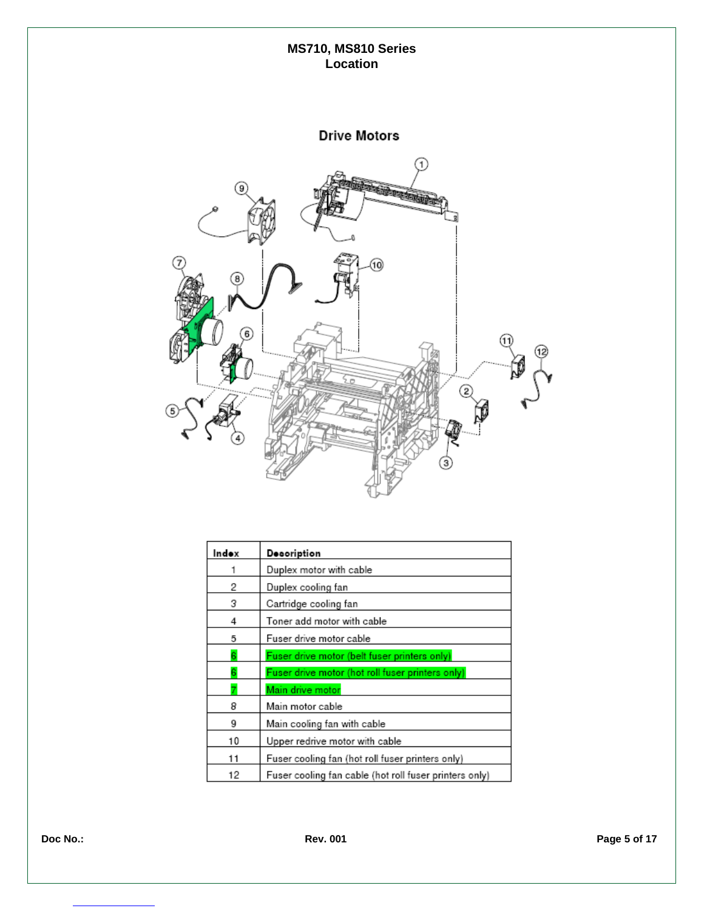# MS710, MS810 Series
## Location

### Drive Motors

| Index | Description |
|---|---|
| 1 | Duplex motor with cable |
| 2 | Duplex cooling fan |
| 3 | Cartridge cooling fan |
| 4 | Toner add motor with cable |
| 5 | Fuser drive motor cable |
| 6 | Fuser drive motor (belt fuser printers only) |
| 6 | Fuser drive motor (hot roll fuser printers only) |
| 7 | Main drive motor |
| 8 | Main motor cable |
| 9 | Main cooling fan with cable |
| 10 | Upper redrive motor with cable |
| 11 | Fuser cooling fan (hot roll fuser printers only) |
| 12 | Fuser cooling fan cable (hot roll fuser printers only) |

Doc No.: Rev. 001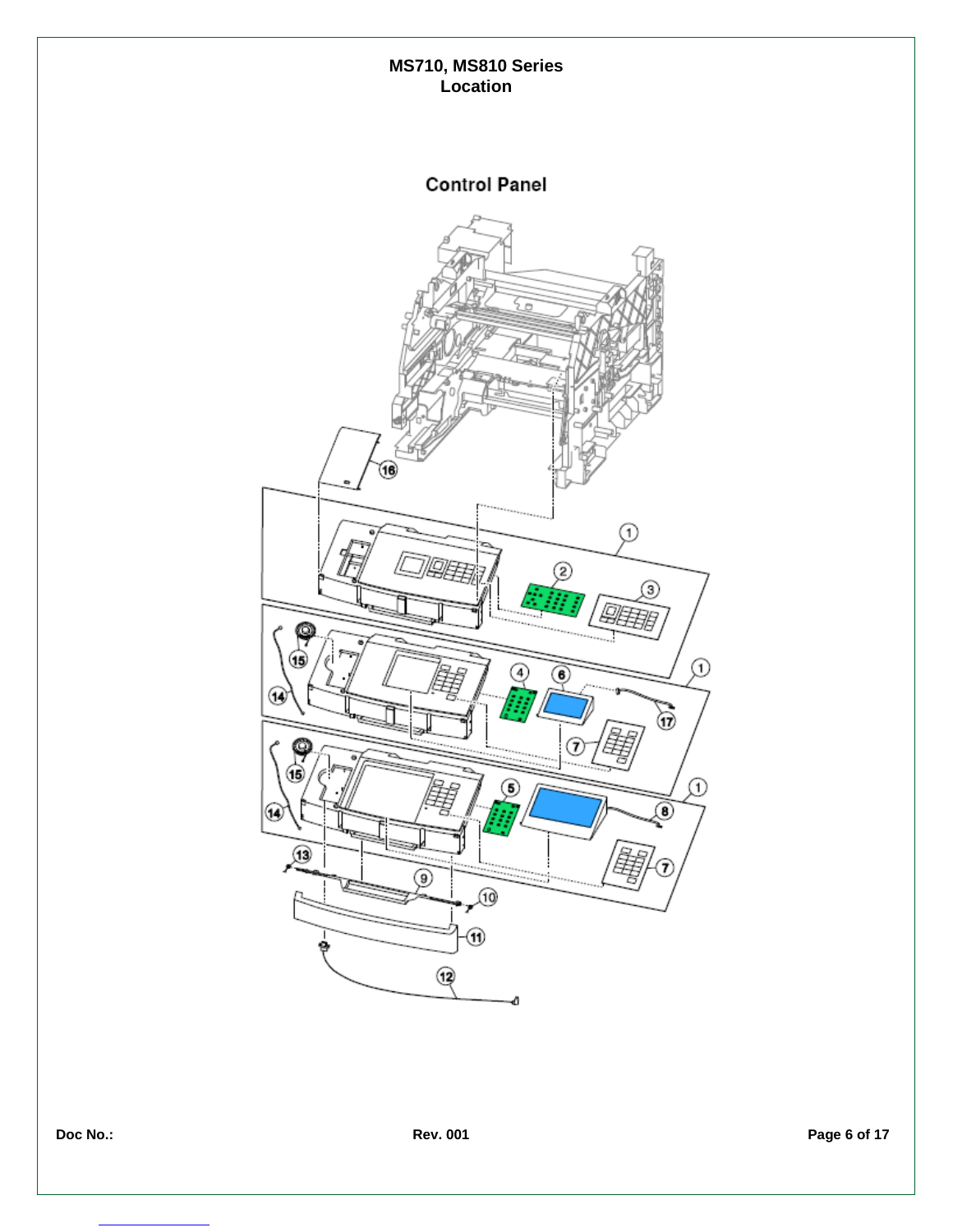# MS710, MS810 Series
## Location

### Control Panel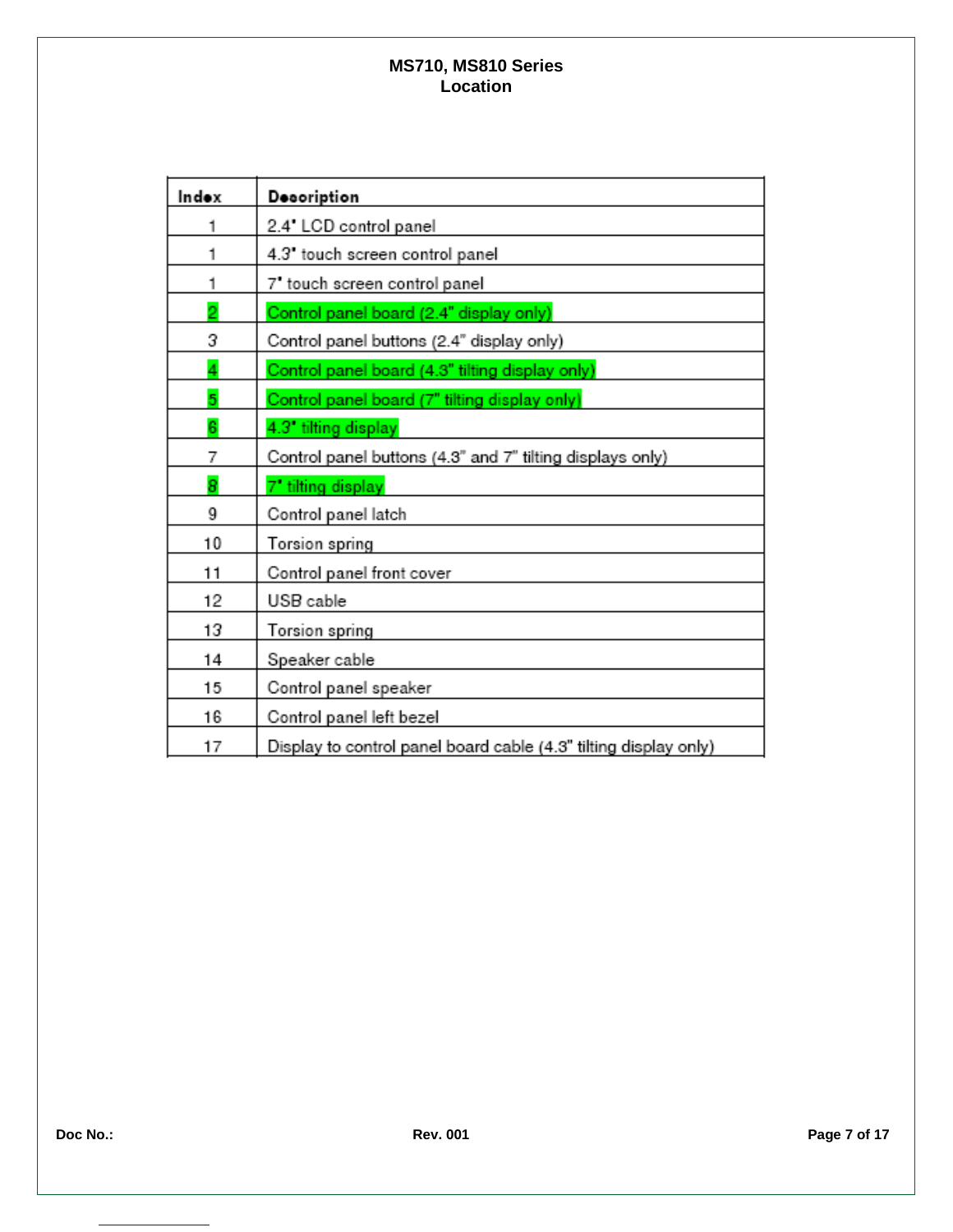**MS710, MS810 Series**
**Location**

| Index | Description |
|---|---|
| 1 | 2.4" LCD control panel |
| 1 | 4.3" touch screen control panel |
| 1 | 7" touch screen control panel |
| 2 | Control panel board (2.4" display only) |
| 3 | Control panel buttons (2.4" display only) |
| 4 | Control panel board (4.3" tilting display only) |
| 5 | Control panel board (7" tilting display only) |
| 6 | 4.3" tilting display |
| 7 | Control panel buttons (4.3" and 7" tilting displays only) |
| 8 | 7" tilting display |
| 9 | Control panel latch |
| 10 | Torsion spring |
| 11 | Control panel front cover |
| 12 | USB cable |
| 13 | Torsion spring |
| 14 | Speaker cable |
| 15 | Control panel speaker |
| 16 | Control panel left bezel |
| 17 | Display to control panel board cable (4.3" tilting display only) |

**Doc No.:** **Rev. 001**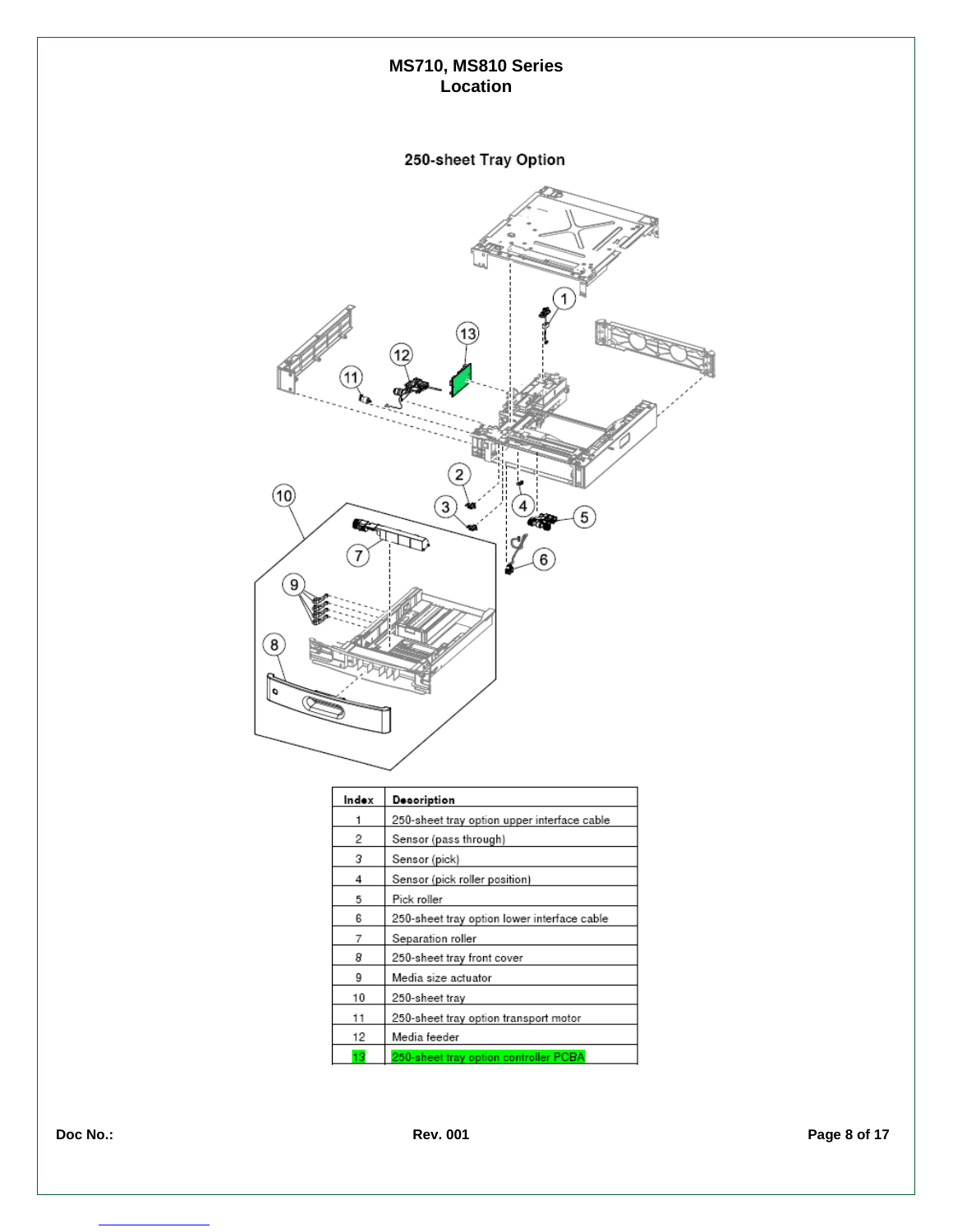# MS710, MS810 Series
## Location

### 250-sheet Tray Option

| Index | Description |
|---|---|
| 1 | 250-sheet tray option upper interface cable |
| 2 | Sensor (pass through) |
| 3 | Sensor (pick) |
| 4 | Sensor (pick roller position) |
| 5 | Pick roller |
| 6 | 250-sheet tray option lower interface cable |
| 7 | Separation roller |
| 8 | 250-sheet tray front cover |
| 9 | Media size actuator |
| 10 | 250-sheet tray |
| 11 | 250-sheet tray option transport motor |
| 12 | Media feeder |
| 13 | 250-sheet tray option controller PCBA |

Doc No.: Rev. 001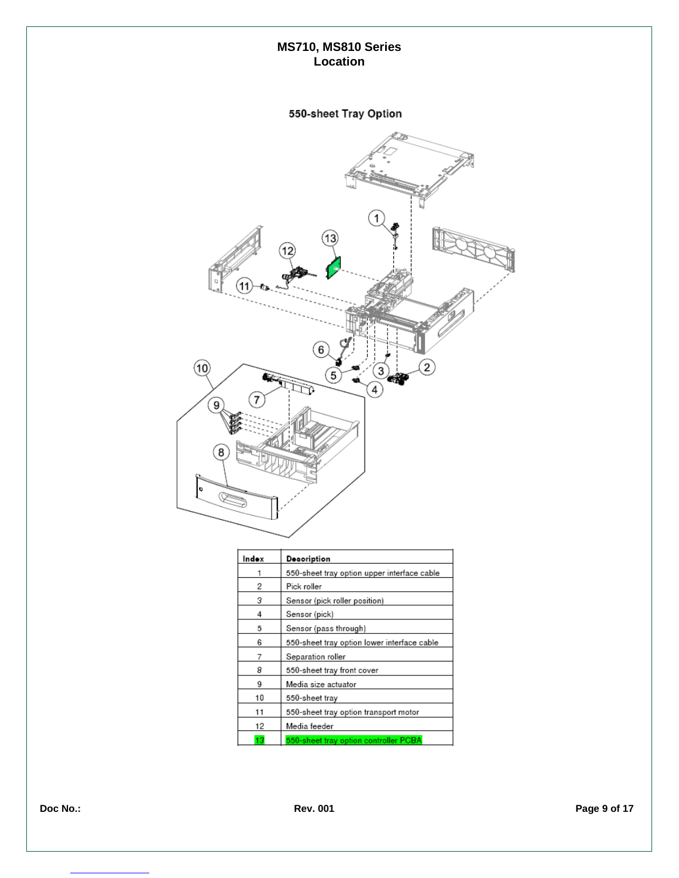# MS710, MS810 Series
# Location

## 550-sheet Tray Option

| Index | Description |
|---|---|
| 1 | 550-sheet tray option upper interface cable |
| 2 | Pick roller |
| 3 | Sensor (pick roller position) |
| 4 | Sensor (pick) |
| 5 | Sensor (pass through) |
| 6 | 550-sheet tray option lower interface cable |
| 7 | Separation roller |
| 8 | 550-sheet tray front cover |
| 9 | Media size actuator |
| 10 | 550-sheet tray |
| 11 | 550-sheet tray option transport motor |
| 12 | Media feeder |
| 13 | 550-sheet tray option controller PCBA |

Doc No.: Rev. 001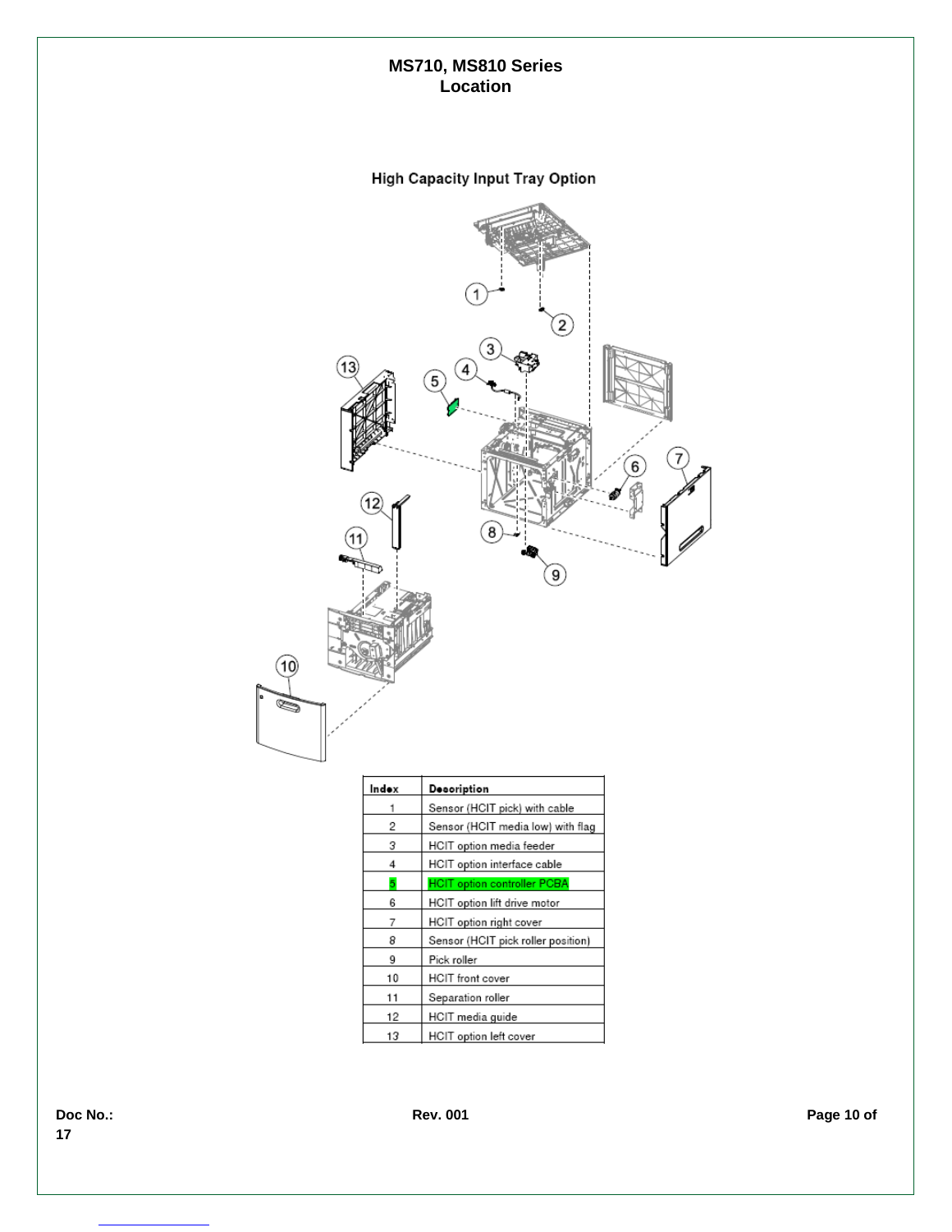# MS710, MS810 Series
# Location

## High Capacity Input Tray Option

| Index | Description |
|---|---|
| 1 | Sensor (HCIT pick) with cable |
| 2 | Sensor (HCIT media low) with flag |
| 3 | HCIT option media feeder |
| 4 | HCIT option interface cable |
| 5 | HCIT option controller PCBA |
| 6 | HCIT option lift drive motor |
| 7 | HCIT option right cover |
| 8 | Sensor (HCIT pick roller position) |
| 9 | Pick roller |
| 10 | HCIT front cover |
| 11 | Separation roller |
| 12 | HCIT media guide |
| 13 | HCIT option left cover |

Doc No.: Rev. 001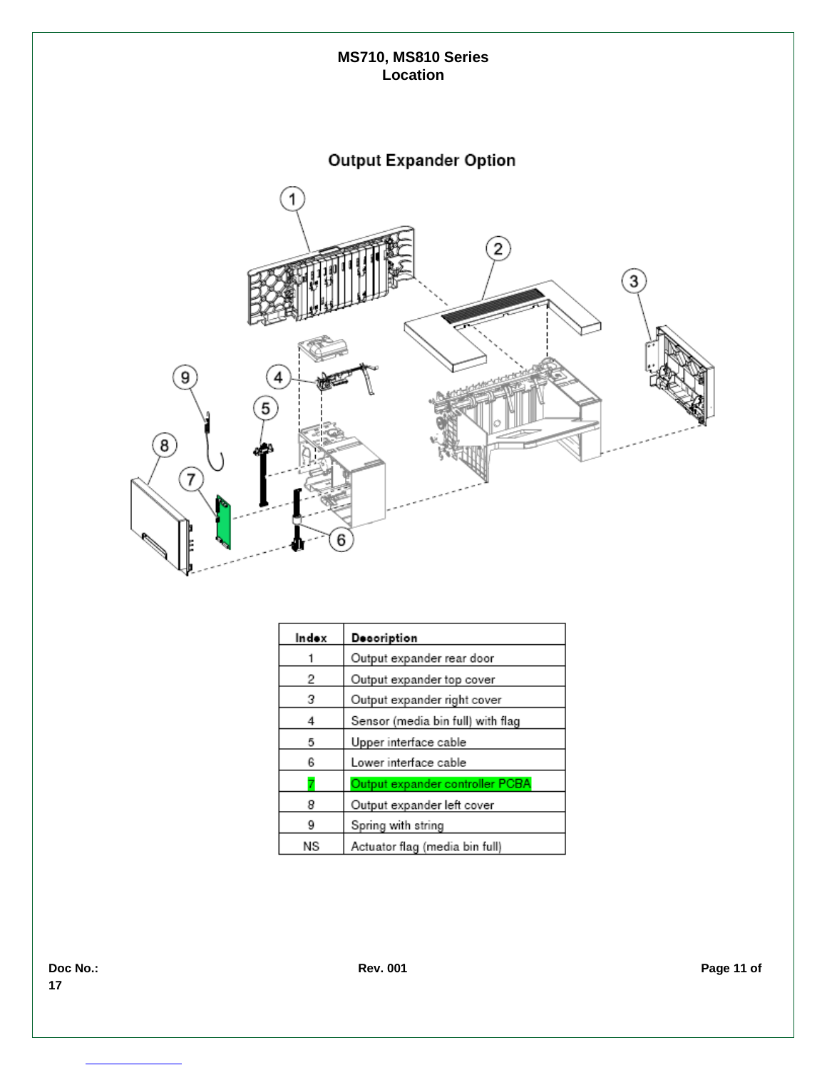# MS710, MS810 Series
## Location

### Output Expander Option

| Index | Description |
|---|---|
| 1 | Output expander rear door |
| 2 | Output expander top cover |
| 3 | Output expander right cover |
| 4 | Sensor (media bin full) with flag |
| 5 | Upper interface cable |
| 6 | Lower interface cable |
| 7 | Output expander controller PCBA |
| 8 | Output expander left cover |
| 9 | Spring with string |
| NS | Actuator flag (media bin full) |

Doc No.: Rev. 001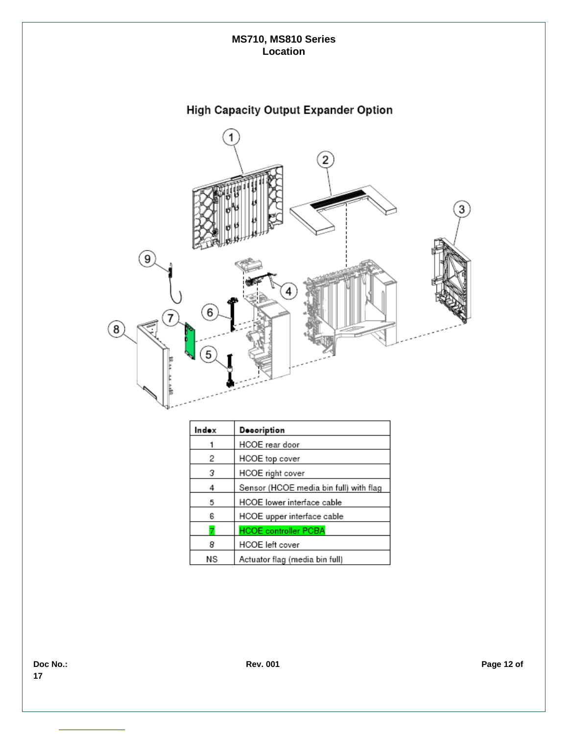# MS710, MS810 Series
## Location

### High Capacity Output Expander Option

| Index | Description |
| --- | --- |
| 1 | HCOE rear door |
| 2 | HCOE top cover |
| 3 | HCOE right cover |
| 4 | Sensor (HCOE media bin full) with flag |
| 5 | HCOE lower interface cable |
| 6 | HCOE upper interface cable |
| 7 | HCOE controller PCBA |
| 8 | HCOE left cover |
| NS | Actuator flag (media bin full) |

Doc No.:

Rev. 001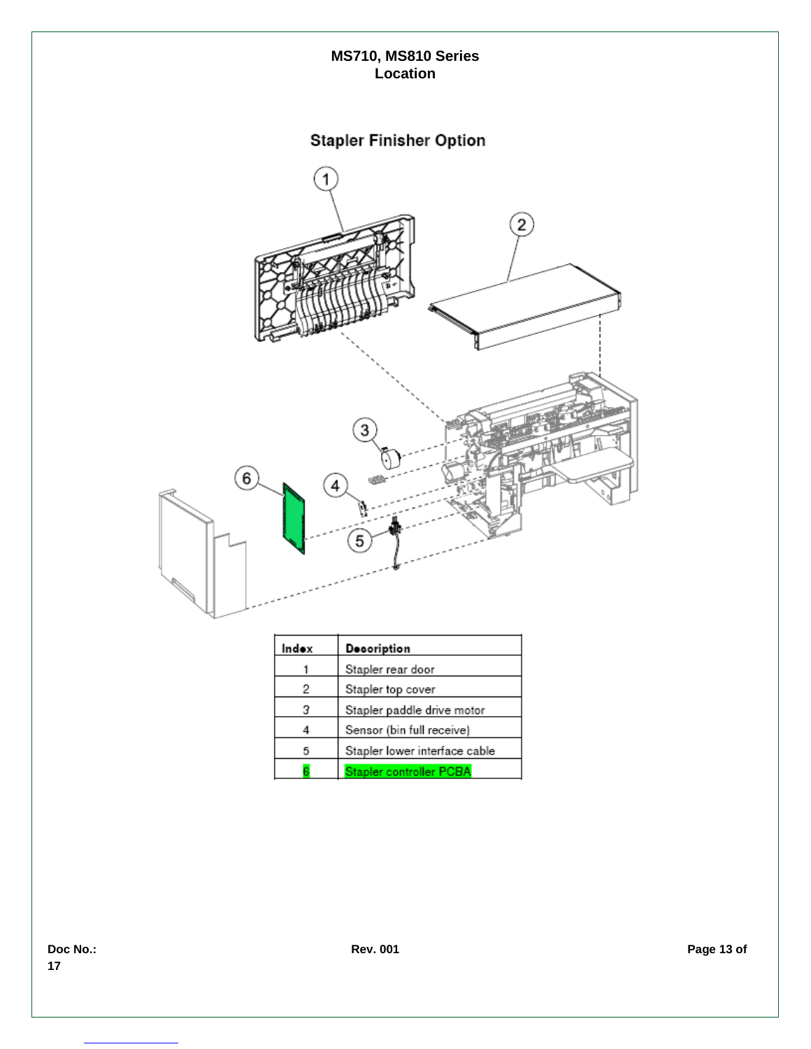# MS710, MS810 Series
## Location

### Stapler Finisher Option

| Index | Description |
|---|---|
| 1 | Stapler rear door |
| 2 | Stapler top cover |
| 3 | Stapler paddle drive motor |
| 4 | Sensor (bin full receive) |
| 5 | Stapler lower interface cable |
| 6 | Stapler controller PCBA |

Doc No.:

Rev. 001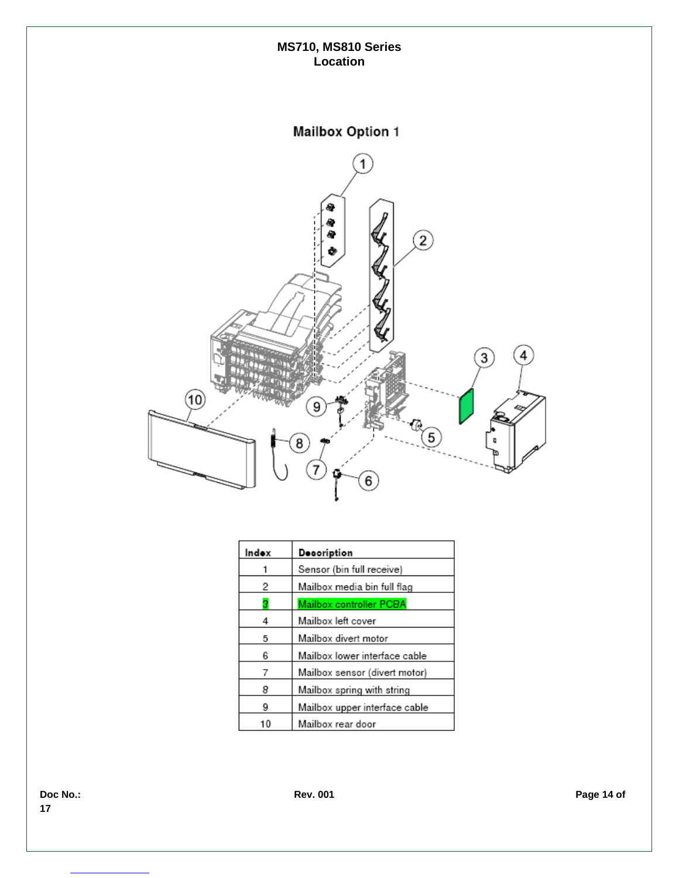# MS710, MS810 Series
## Location

### Mailbox Option 1

| Index | Description |
|---|---|
| 1 | Sensor (bin full receive) |
| 2 | Mailbox media bin full flag |
| 3 | Mailbox controller PCBA |
| 4 | Mailbox left cover |
| 5 | Mailbox divert motor |
| 6 | Mailbox lower interface cable |
| 7 | Mailbox sensor (divert motor) |
| 8 | Mailbox spring with string |
| 9 | Mailbox upper interface cable |
| 10 | Mailbox rear door |

Doc No.:

Rev. 001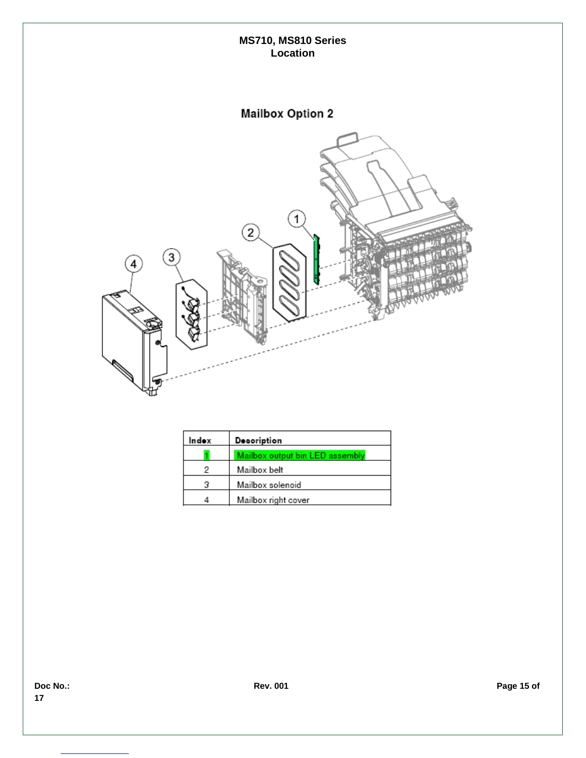## Mailbox Option 2

| Index | Description |
|---|---|
| 1 | Mailbox output bin LED assembly |
| 2 | Mailbox belt |
| 3 | Mailbox solenoid |
| 4 | Mailbox right cover |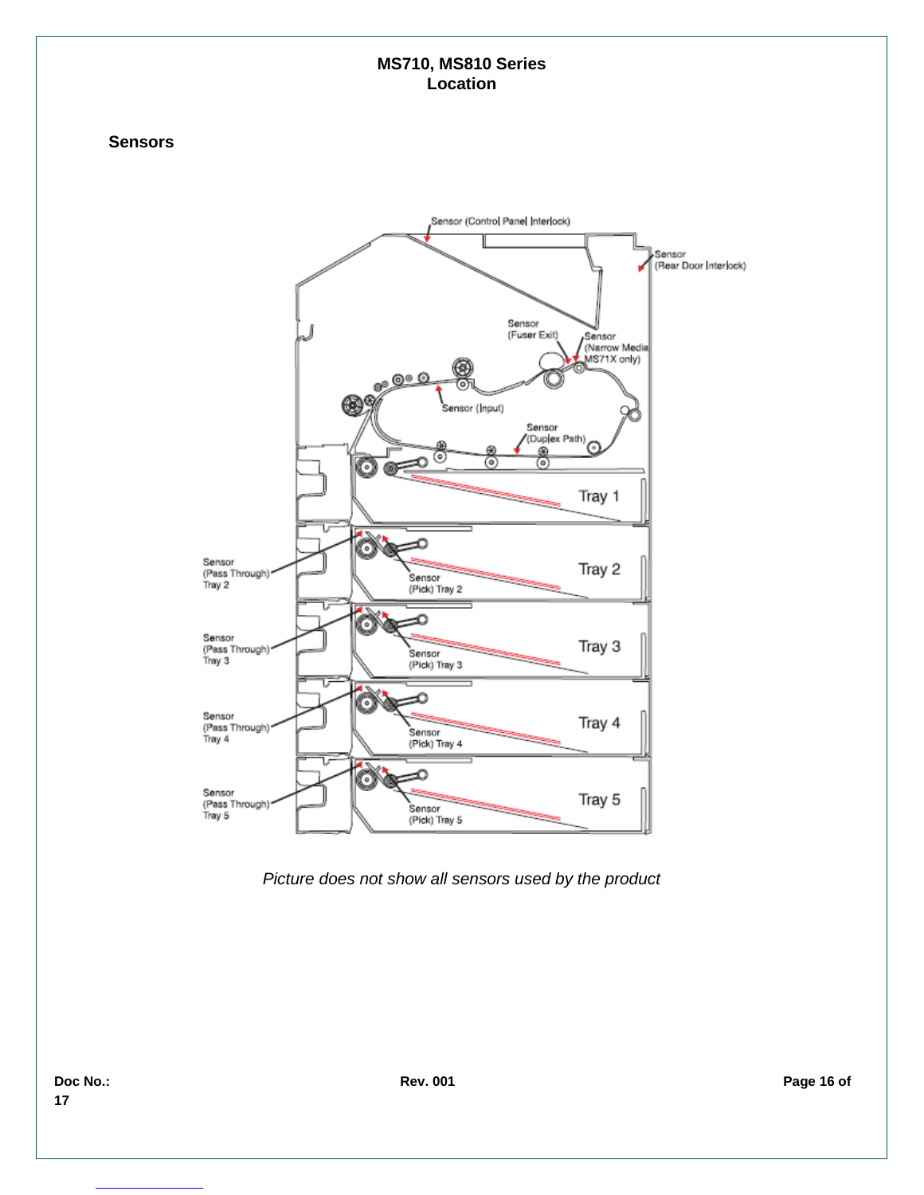# MS710, MS810 Series
# Location

## Sensors

*Picture does not show all sensors used by the product*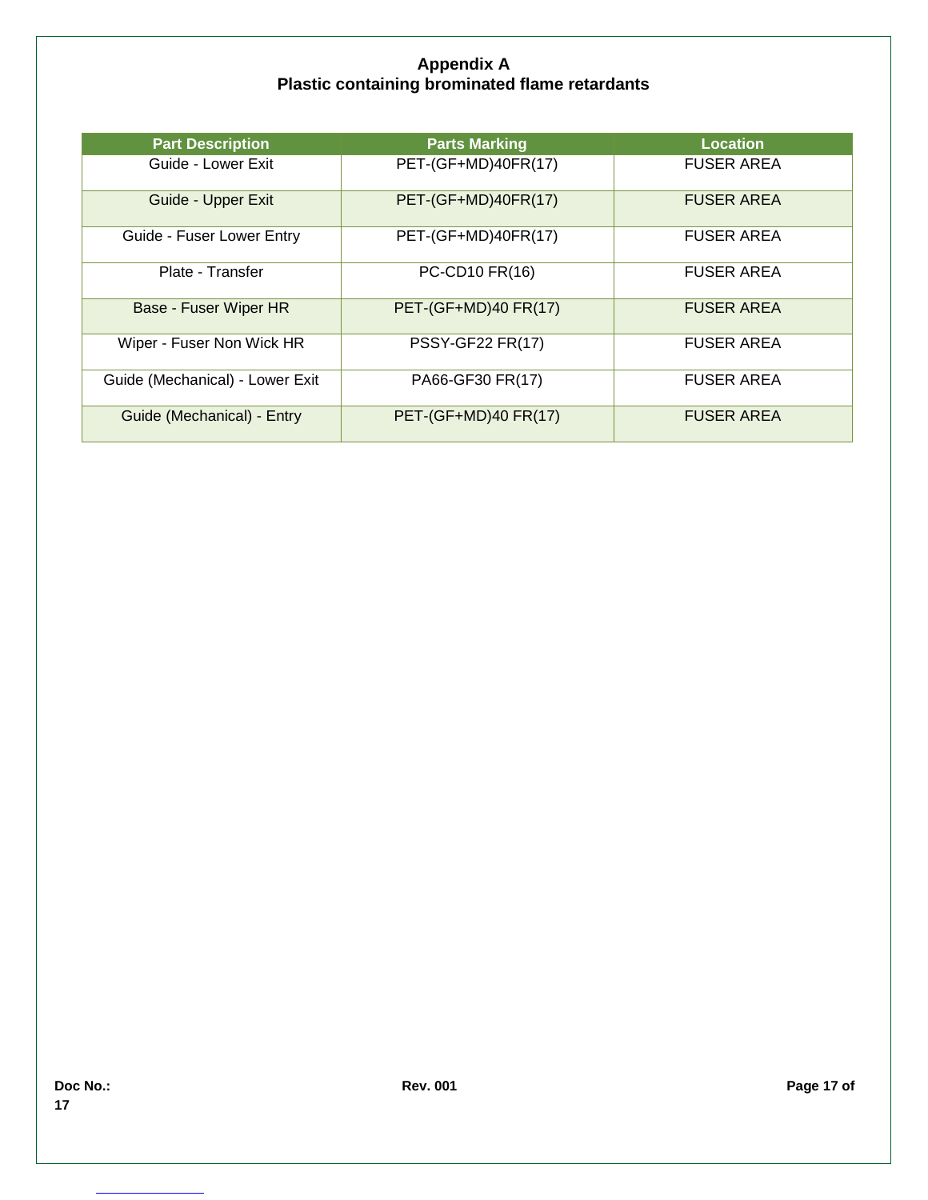## Appendix A
## Plastic containing brominated flame retardants

| Part Description | Parts Marking | Location |
|---|---|---|
| Guide - Lower Exit | PET-(GF+MD)40FR(17) | FUSER AREA |
| Guide - Upper Exit | PET-(GF+MD)40FR(17) | FUSER AREA |
| Guide - Fuser Lower Entry | PET-(GF+MD)40FR(17) | FUSER AREA |
| Plate - Transfer | PC-CD10 FR(16) | FUSER AREA |
| Base - Fuser Wiper HR | PET-(GF+MD)40 FR(17) | FUSER AREA |
| Wiper - Fuser Non Wick HR | PSSY-GF22 FR(17) | FUSER AREA |
| Guide (Mechanical) - Lower Exit | PA66-GF30 FR(17) | FUSER AREA |
| Guide (Mechanical) - Entry | PET-(GF+MD)40 FR(17) | FUSER AREA |